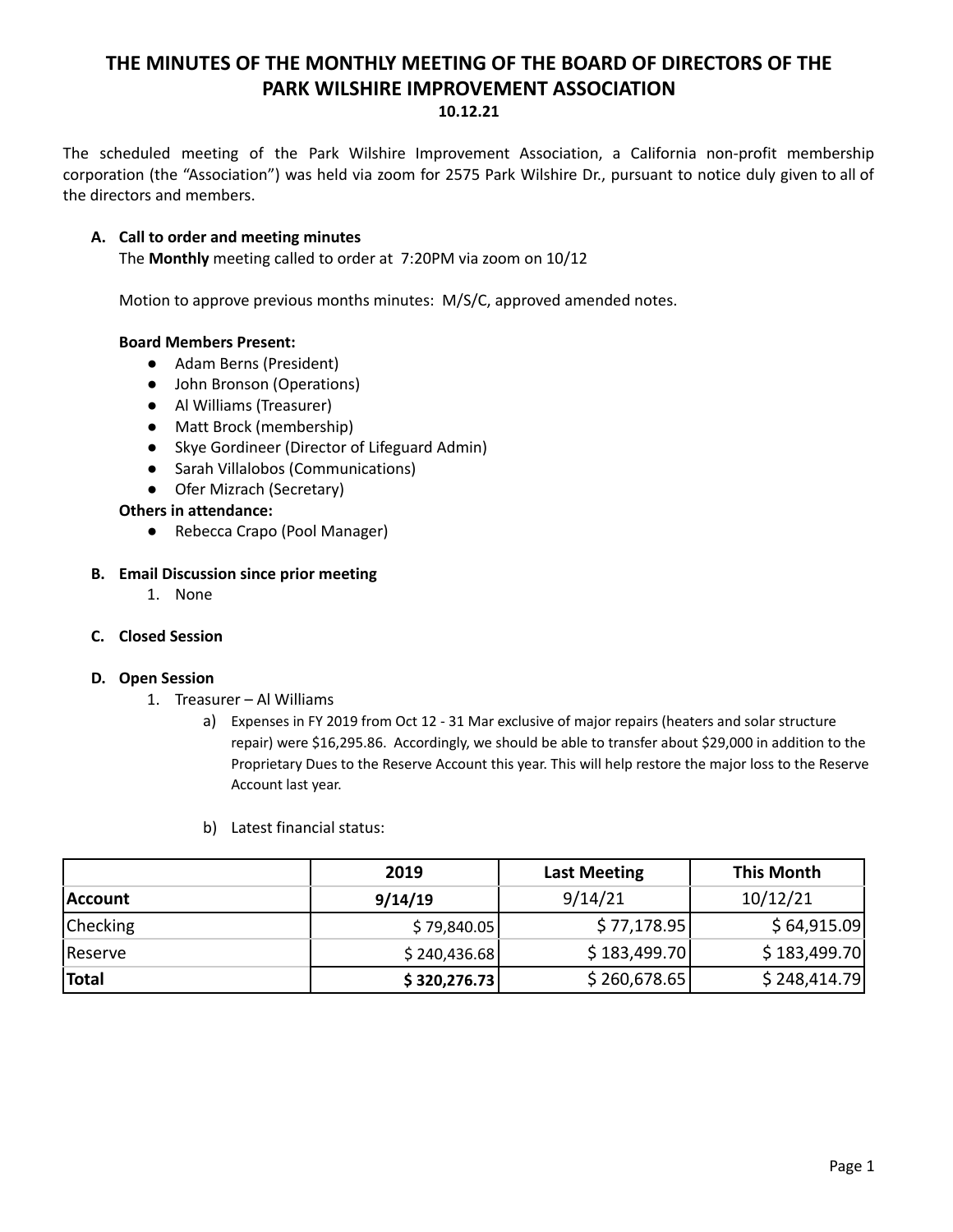# THE MINUTES OF THE MONTHLY MEETING OF THE BOARD OF DIRECTORS OF THE PARK WILSHIRE IMPROVEMENT ASSOCIATION

**10.12.21**

The scheduled meeting of the Park Wilshire Improvement Association, a California non-profit membership corporation (the "Association") was held via zoom for 2575 Park Wilshire Dr., pursuant to notice duly given to all of the directors and members.

**A. Call to order and meeting minutes**

The **Monthly** meeting called to order at 7:20PM via zoom on 10/12

Motion to approve previous months minutes: M/S/C, approved amended notes.

**Board Members Present:**

- Adam Berns (President)
- John Bronson (Operations)
- Al Williams (Treasurer)
- Matt Brock (membership)
- Skye Gordineer (Director of Lifeguard Admin)
- Sarah Villalobos (Communications)
- Ofer Mizrach (Secretary)

**Others in attendance:**

- Rebecca Crapo (Pool Manager)

**B. Email Discussion since prior meeting**

1. None

**C. Closed Session**

**D. Open Session**

1. Treasurer – Al Williams
   a) Expenses in FY 2019 from Oct 12 - 31 Mar exclusive of major repairs (heaters and solar structure repair) were $16,295.86. Accordingly, we should be able to transfer about $29,000 in addition to the Proprietary Dues to the Reserve Account this year. This will help restore the major loss to the Reserve Account last year.
   
   b) Latest financial status:

| | 2019 | Last Meeting | This Month |
|---|---|---|---|
| **Account** | **9/14/19** | 9/14/21 | 10/12/21 |
| Checking | $ 79,840.05 | $ 77,178.95 | $ 64,915.09 |
| Reserve | $ 240,436.68 | $ 183,499.70 | $ 183,499.70 |
| **Total** | **$ 320,276.73** | $ 260,678.65 | $ 248,414.79 |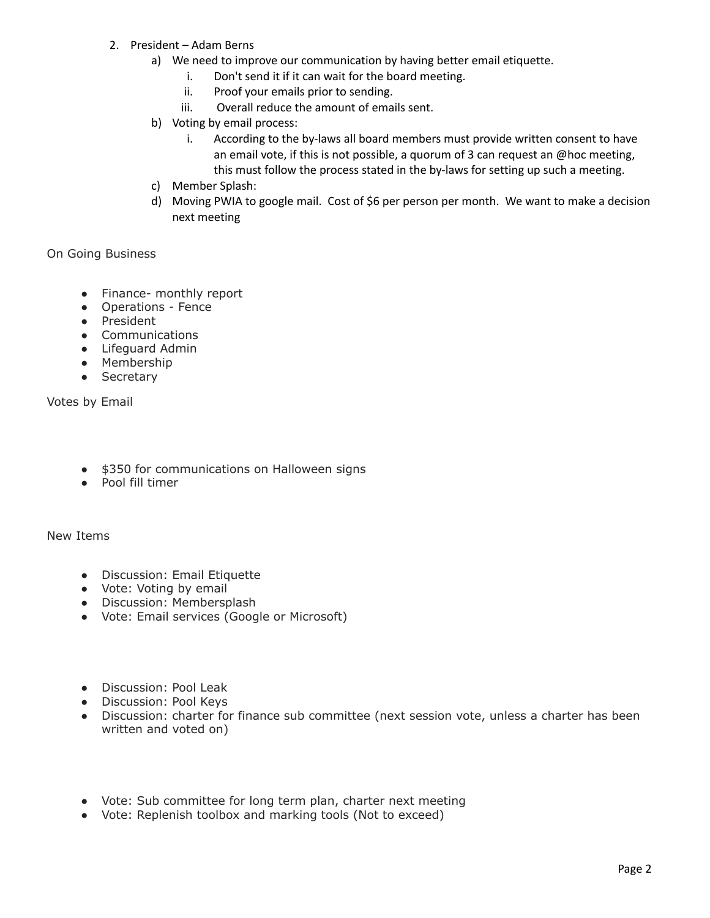2. President – Adam Berns
   a) We need to improve our communication by having better email etiquette.
      i. Don't send it if it can wait for the board meeting.
      ii. Proof your emails prior to sending.
      iii. Overall reduce the amount of emails sent.
   b) Voting by email process:
      i. According to the by-laws all board members must provide written consent to have an email vote, if this is not possible, a quorum of 3 can request an @hoc meeting, this must follow the process stated in the by-laws for setting up such a meeting.
   c) Member Splash:
   d) Moving PWIA to google mail. Cost of $6 per person per month. We want to make a decision next meeting

On Going Business

- Finance- monthly report
- Operations - Fence
- President
- Communications
- Lifeguard Admin
- Membership
- Secretary

Votes by Email

- $350 for communications on Halloween signs
- Pool fill timer

New Items

- Discussion: Email Etiquette
- Vote: Voting by email
- Discussion: Membersplash
- Vote: Email services (Google or Microsoft)

- Discussion: Pool Leak
- Discussion: Pool Keys
- Discussion: charter for finance sub committee (next session vote, unless a charter has been written and voted on)

- Vote: Sub committee for long term plan, charter next meeting
- Vote: Replenish toolbox and marking tools (Not to exceed)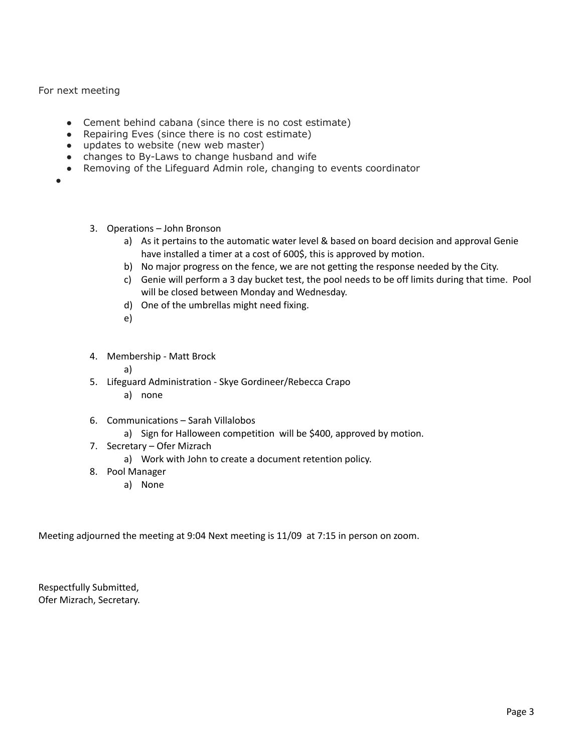For next meeting

- Cement behind cabana (since there is no cost estimate)
- Repairing Eves (since there is no cost estimate)
- updates to website (new web master)
- changes to By-Laws to change husband and wife
- Removing of the Lifeguard Admin role, changing to events coordinator
-

3. Operations – John Bronson
   a) As it pertains to the automatic water level & based on board decision and approval Genie have installed a timer at a cost of 600$, this is approved by motion.
   b) No major progress on the fence, we are not getting the response needed by the City.
   c) Genie will perform a 3 day bucket test, the pool needs to be off limits during that time. Pool will be closed between Monday and Wednesday.
   d) One of the umbrellas might need fixing.
   e)

4. Membership - Matt Brock
   a)
5. Lifeguard Administration - Skye Gordineer/Rebecca Crapo
   a) none

6. Communications – Sarah Villalobos
   a) Sign for Halloween competition will be $400, approved by motion.
7. Secretary – Ofer Mizrach
   a) Work with John to create a document retention policy.
8. Pool Manager
   a) None

Meeting adjourned the meeting at 9:04 Next meeting is 11/09 at 7:15 in person on zoom.

Respectfully Submitted,
Ofer Mizrach, Secretary.